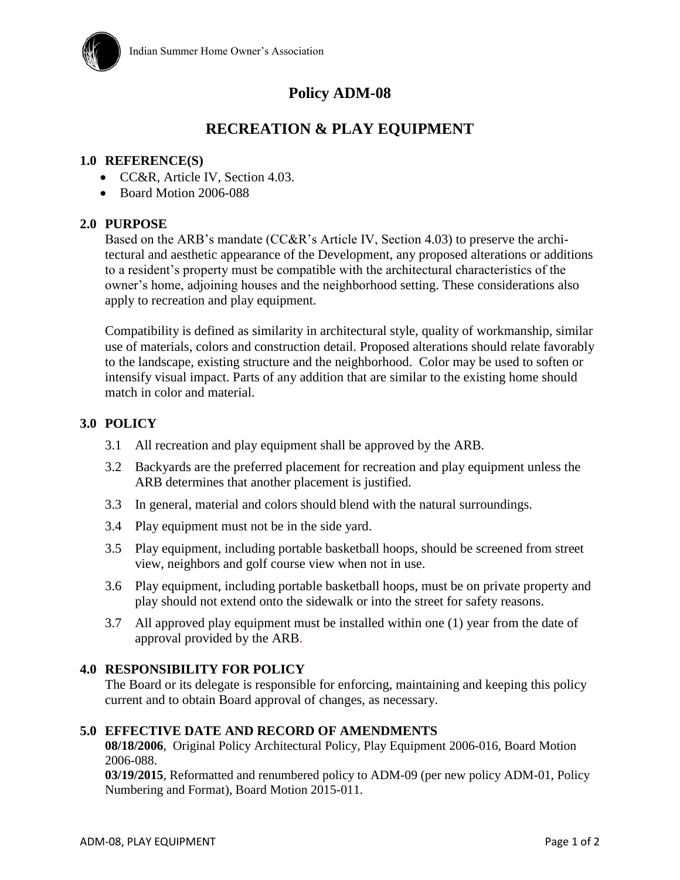Indian Summer Home Owner's Association

# Policy ADM-08

# RECREATION & PLAY EQUIPMENT

## 1.0 REFERENCE(S)

- CC&R, Article IV, Section 4.03.
- Board Motion 2006-088

## 2.0 PURPOSE

Based on the ARB's mandate (CC&R's Article IV, Section 4.03) to preserve the architectural and aesthetic appearance of the Development, any proposed alterations or additions to a resident's property must be compatible with the architectural characteristics of the owner's home, adjoining houses and the neighborhood setting. These considerations also apply to recreation and play equipment.

Compatibility is defined as similarity in architectural style, quality of workmanship, similar use of materials, colors and construction detail. Proposed alterations should relate favorably to the landscape, existing structure and the neighborhood. Color may be used to soften or intensify visual impact. Parts of any addition that are similar to the existing home should match in color and material.

## 3.0 POLICY

3.1 All recreation and play equipment shall be approved by the ARB.

3.2 Backyards are the preferred placement for recreation and play equipment unless the ARB determines that another placement is justified.

3.3 In general, material and colors should blend with the natural surroundings.

3.4 Play equipment must not be in the side yard.

3.5 Play equipment, including portable basketball hoops, should be screened from street view, neighbors and golf course view when not in use.

3.6 Play equipment, including portable basketball hoops, must be on private property and play should not extend onto the sidewalk or into the street for safety reasons.

3.7 All approved play equipment must be installed within one (1) year from the date of approval provided by the ARB.

## 4.0 RESPONSIBILITY FOR POLICY

The Board or its delegate is responsible for enforcing, maintaining and keeping this policy current and to obtain Board approval of changes, as necessary.

## 5.0 EFFECTIVE DATE AND RECORD OF AMENDMENTS

**08/18/2006**, Original Policy Architectural Policy, Play Equipment 2006-016, Board Motion 2006-088.

**03/19/2015**, Reformatted and renumbered policy to ADM-09 (per new policy ADM-01, Policy Numbering and Format), Board Motion 2015-011.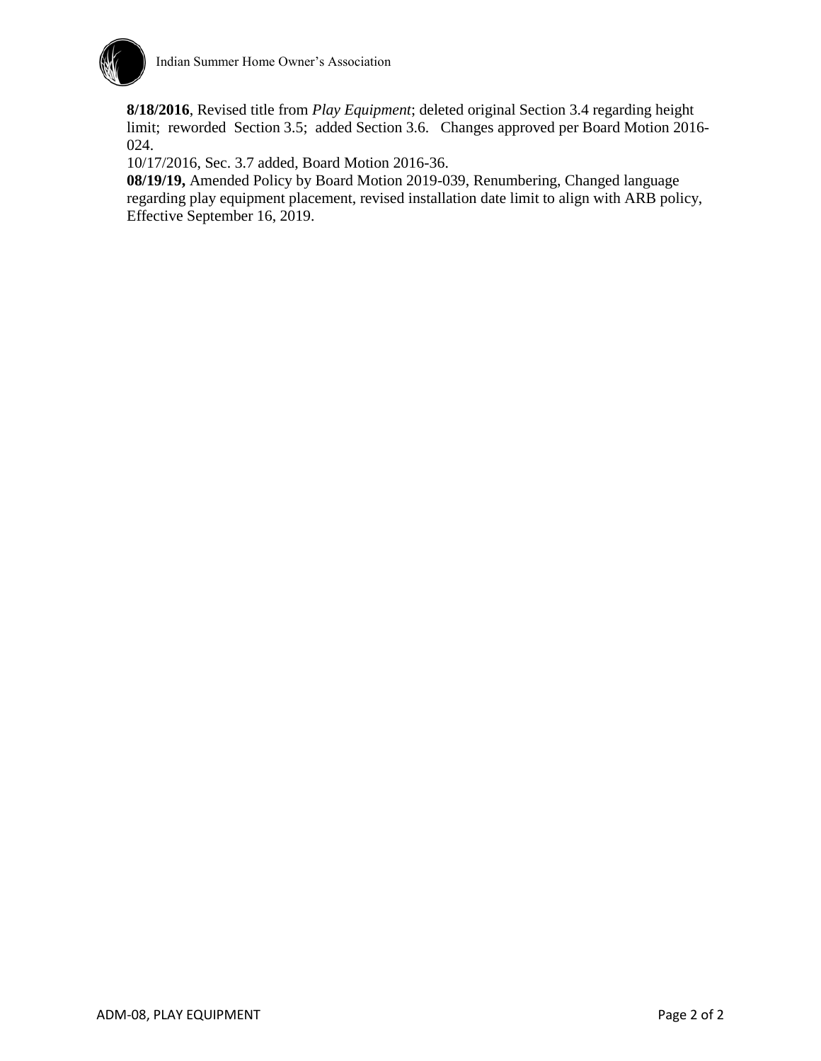**8/18/2016**, Revised title from *Play Equipment*; deleted original Section 3.4 regarding height limit; reworded Section 3.5; added Section 3.6. Changes approved per Board Motion 2016-024.

10/17/2016, Sec. 3.7 added, Board Motion 2016-36.

**08/19/19,** Amended Policy by Board Motion 2019-039, Renumbering, Changed language regarding play equipment placement, revised installation date limit to align with ARB policy, Effective September 16, 2019.